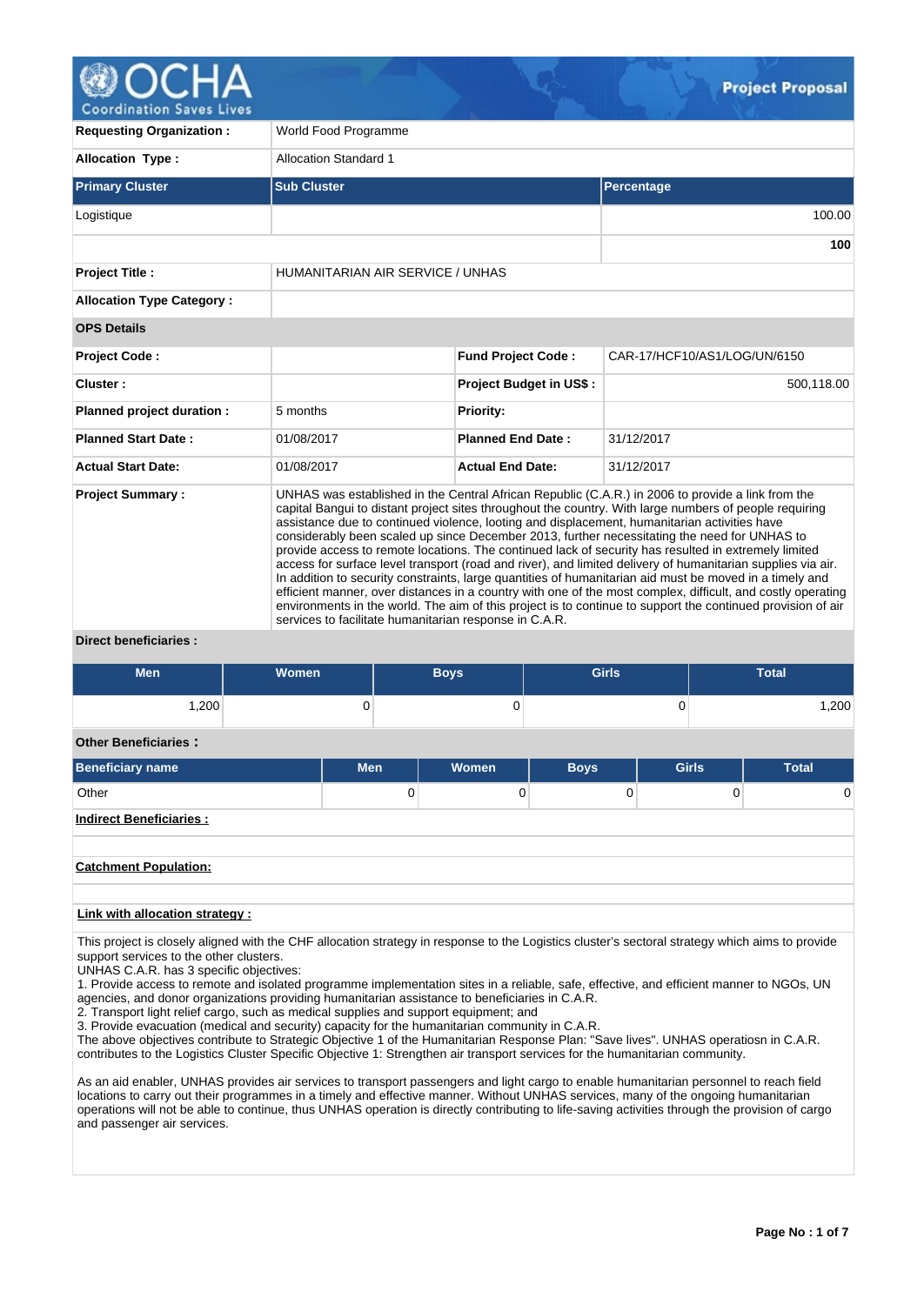# OCHA Coordination Saves Lives — Project Proposal

| | |
|---|---|
| **Requesting Organization :** | World Food Programme |
| **Allocation Type :** | Allocation Standard 1 |

| Primary Cluster | Sub Cluster | Percentage |
|---|---|---|
| Logistique | | 100.00 |
| | | **100** |

| | |
|---|---|
| **Project Title :** | HUMANITARIAN AIR SERVICE / UNHAS |
| **Allocation Type Category :** | |

**OPS Details**

| | | | |
|---|---|---|---|
| **Project Code :** | | **Fund Project Code :** | CAR-17/HCF10/AS1/LOG/UN/6150 |
| **Cluster :** | | **Project Budget in US$ :** | 500,118.00 |
| **Planned project duration :** | 5 months | **Priority:** | |
| **Planned Start Date :** | 01/08/2017 | **Planned End Date :** | 31/12/2017 |
| **Actual Start Date:** | 01/08/2017 | **Actual End Date:** | 31/12/2017 |

**Project Summary :**

UNHAS was established in the Central African Republic (C.A.R.) in 2006 to provide a link from the capital Bangui to distant project sites throughout the country. With large numbers of people requiring assistance due to continued violence, looting and displacement, humanitarian activities have considerably been scaled up since December 2013, further necessitating the need for UNHAS to provide access to remote locations. The continued lack of security has resulted in extremely limited access for surface level transport (road and river), and limited delivery of humanitarian supplies via air. In addition to security constraints, large quantities of humanitarian aid must be moved in a timely and efficient manner, over distances in a country with one of the most complex, difficult, and costly operating environments in the world. The aim of this project is to continue to support the continued provision of air services to facilitate humanitarian response in C.A.R.

**Direct beneficiaries :**

| Men | Women | Boys | Girls | Total |
|---|---|---|---|---|
| 1,200 | 0 | 0 | 0 | 1,200 |

**Other Beneficiaries :**

| Beneficiary name | Men | Women | Boys | Girls | Total |
|---|---|---|---|---|---|
| Other | 0 | 0 | 0 | 0 | 0 |

**Indirect Beneficiaries :**

**Catchment Population:**

**Link with allocation strategy :**

This project is closely aligned with the CHF allocation strategy in response to the Logistics cluster's sectoral strategy which aims to provide support services to the other clusters.
UNHAS C.A.R. has 3 specific objectives:
1. Provide access to remote and isolated programme implementation sites in a reliable, safe, effective, and efficient manner to NGOs, UN agencies, and donor organizations providing humanitarian assistance to beneficiaries in C.A.R.
2. Transport light relief cargo, such as medical supplies and support equipment; and
3. Provide evacuation (medical and security) capacity for the humanitarian community in C.A.R.
The above objectives contribute to Strategic Objective 1 of the Humanitarian Response Plan: "Save lives". UNHAS operatiosn in C.A.R. contributes to the Logistics Cluster Specific Objective 1: Strengthen air transport services for the humanitarian community.

As an aid enabler, UNHAS provides air services to transport passengers and light cargo to enable humanitarian personnel to reach field locations to carry out their programmes in a timely and effective manner. Without UNHAS services, many of the ongoing humanitarian operations will not be able to continue, thus UNHAS operation is directly contributing to life-saving activities through the provision of cargo and passenger air services.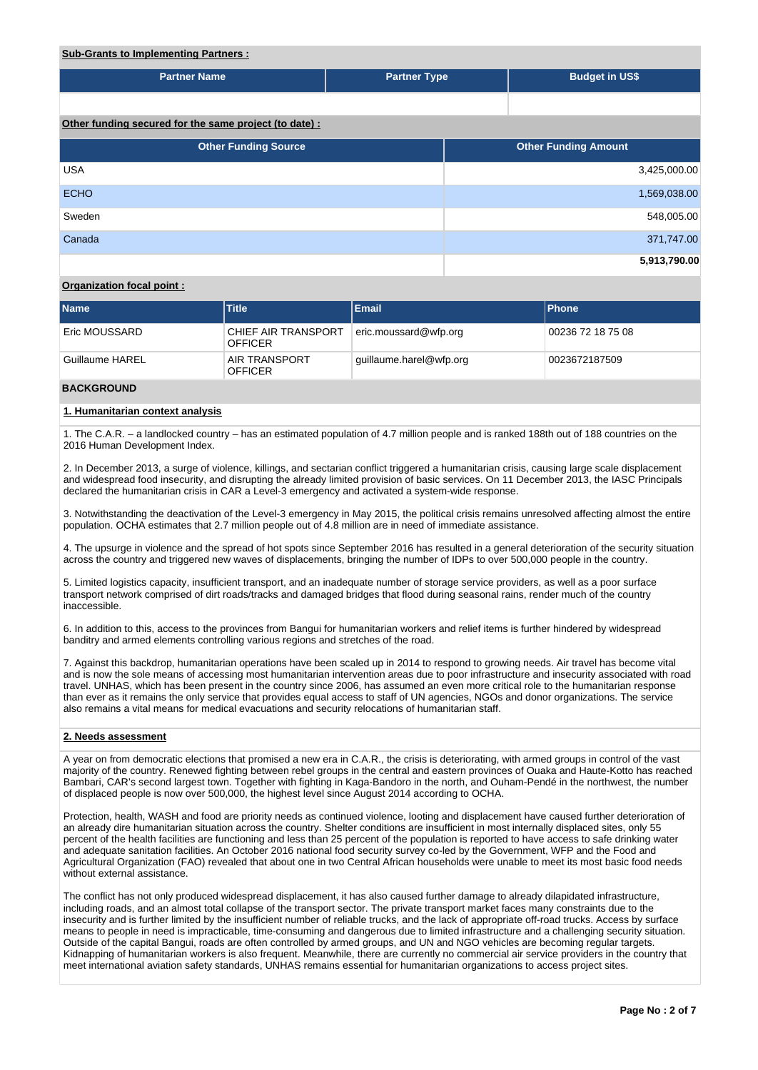**Sub-Grants to Implementing Partners :**

| Partner Name | Partner Type | Budget in US$ |
|---|---|---|
| | | |

**Other funding secured for the same project (to date) :**

| Other Funding Source | Other Funding Amount |
|---|---|
| USA | 3,425,000.00 |
| ECHO | 1,569,038.00 |
| Sweden | 548,005.00 |
| Canada | 371,747.00 |
| | **5,913,790.00** |

**Organization focal point :**

| Name | Title | Email | Phone |
|---|---|---|---|
| Eric MOUSSARD | CHIEF AIR TRANSPORT OFFICER | eric.moussard@wfp.org | 00236 72 18 75 08 |
| Guillaume HAREL | AIR TRANSPORT OFFICER | guillaume.harel@wfp.org | 0023672187509 |

## BACKGROUND

### 1. Humanitarian context analysis

1. The C.A.R. – a landlocked country – has an estimated population of 4.7 million people and is ranked 188th out of 188 countries on the 2016 Human Development Index.

2. In December 2013, a surge of violence, killings, and sectarian conflict triggered a humanitarian crisis, causing large scale displacement and widespread food insecurity, and disrupting the already limited provision of basic services. On 11 December 2013, the IASC Principals declared the humanitarian crisis in CAR a Level-3 emergency and activated a system-wide response.

3. Notwithstanding the deactivation of the Level-3 emergency in May 2015, the political crisis remains unresolved affecting almost the entire population. OCHA estimates that 2.7 million people out of 4.8 million are in need of immediate assistance.

4. The upsurge in violence and the spread of hot spots since September 2016 has resulted in a general deterioration of the security situation across the country and triggered new waves of displacements, bringing the number of IDPs to over 500,000 people in the country.

5. Limited logistics capacity, insufficient transport, and an inadequate number of storage service providers, as well as a poor surface transport network comprised of dirt roads/tracks and damaged bridges that flood during seasonal rains, render much of the country inaccessible.

6. In addition to this, access to the provinces from Bangui for humanitarian workers and relief items is further hindered by widespread banditry and armed elements controlling various regions and stretches of the road.

7. Against this backdrop, humanitarian operations have been scaled up in 2014 to respond to growing needs. Air travel has become vital and is now the sole means of accessing most humanitarian intervention areas due to poor infrastructure and insecurity associated with road travel. UNHAS, which has been present in the country since 2006, has assumed an even more critical role to the humanitarian response than ever as it remains the only service that provides equal access to staff of UN agencies, NGOs and donor organizations. The service also remains a vital means for medical evacuations and security relocations of humanitarian staff.

### 2. Needs assessment

A year on from democratic elections that promised a new era in C.A.R., the crisis is deteriorating, with armed groups in control of the vast majority of the country. Renewed fighting between rebel groups in the central and eastern provinces of Ouaka and Haute-Kotto has reached Bambari, CAR's second largest town. Together with fighting in Kaga-Bandoro in the north, and Ouham-Pendé in the northwest, the number of displaced people is now over 500,000, the highest level since August 2014 according to OCHA.

Protection, health, WASH and food are priority needs as continued violence, looting and displacement have caused further deterioration of an already dire humanitarian situation across the country. Shelter conditions are insufficient in most internally displaced sites, only 55 percent of the health facilities are functioning and less than 25 percent of the population is reported to have access to safe drinking water and adequate sanitation facilities. An October 2016 national food security survey co-led by the Government, WFP and the Food and Agricultural Organization (FAO) revealed that about one in two Central African households were unable to meet its most basic food needs without external assistance.

The conflict has not only produced widespread displacement, it has also caused further damage to already dilapidated infrastructure, including roads, and an almost total collapse of the transport sector. The private transport market faces many constraints due to the insecurity and is further limited by the insufficient number of reliable trucks, and the lack of appropriate off-road trucks. Access by surface means to people in need is impracticable, time-consuming and dangerous due to limited infrastructure and a challenging security situation. Outside of the capital Bangui, roads are often controlled by armed groups, and UN and NGO vehicles are becoming regular targets. Kidnapping of humanitarian workers is also frequent. Meanwhile, there are currently no commercial air service providers in the country that meet international aviation safety standards, UNHAS remains essential for humanitarian organizations to access project sites.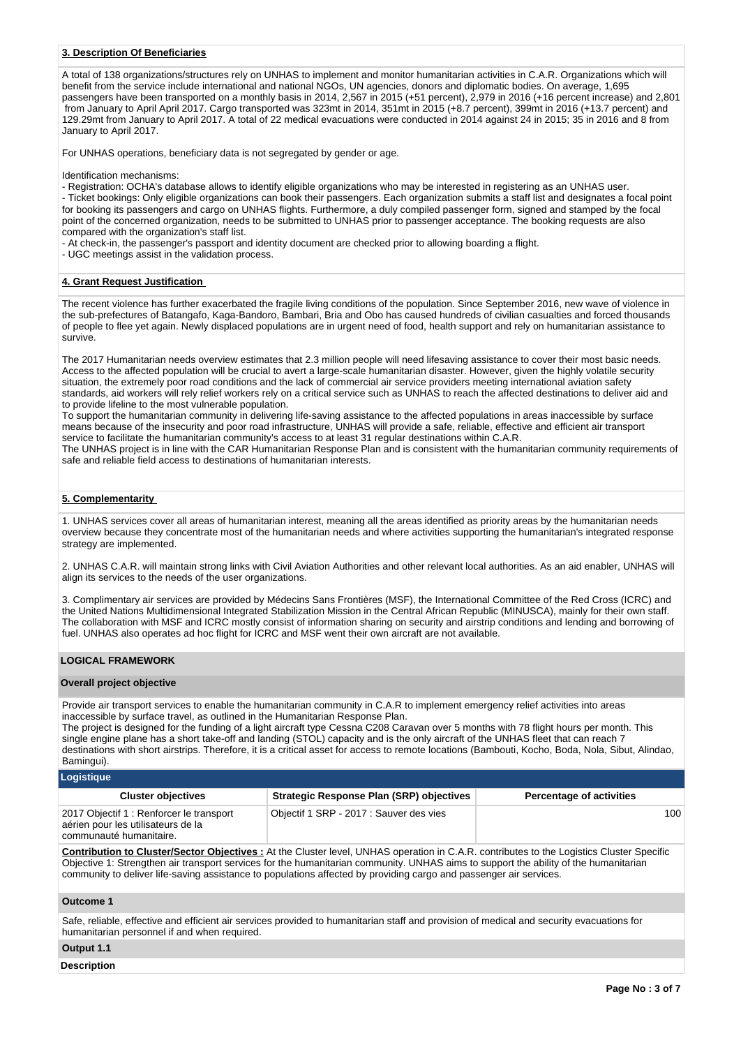**3. Description Of Beneficiaries**

A total of 138 organizations/structures rely on UNHAS to implement and monitor humanitarian activities in C.A.R. Organizations which will benefit from the service include international and national NGOs, UN agencies, donors and diplomatic bodies. On average, 1,695 passengers have been transported on a monthly basis in 2014, 2,567 in 2015 (+51 percent), 2,979 in 2016 (+16 percent increase) and 2,801 from January to April April 2017. Cargo transported was 323mt in 2014, 351mt in 2015 (+8.7 percent), 399mt in 2016 (+13.7 percent) and 129.29mt from January to April 2017. A total of 22 medical evacuations were conducted in 2014 against 24 in 2015; 35 in 2016 and 8 from January to April 2017.

For UNHAS operations, beneficiary data is not segregated by gender or age.

Identification mechanisms:

- Registration: OCHA's database allows to identify eligible organizations who may be interested in registering as an UNHAS user.
- Ticket bookings: Only eligible organizations can book their passengers. Each organization submits a staff list and designates a focal point for booking its passengers and cargo on UNHAS flights. Furthermore, a duly compiled passenger form, signed and stamped by the focal point of the concerned organization, needs to be submitted to UNHAS prior to passenger acceptance. The booking requests are also compared with the organization's staff list.
- At check-in, the passenger's passport and identity document are checked prior to allowing boarding a flight.
- UGC meetings assist in the validation process.

**4. Grant Request Justification**

The recent violence has further exacerbated the fragile living conditions of the population. Since September 2016, new wave of violence in the sub-prefectures of Batangafo, Kaga-Bandoro, Bambari, Bria and Obo has caused hundreds of civilian casualties and forced thousands of people to flee yet again. Newly displaced populations are in urgent need of food, health support and rely on humanitarian assistance to survive.

The 2017 Humanitarian needs overview estimates that 2.3 million people will need lifesaving assistance to cover their most basic needs. Access to the affected population will be crucial to avert a large-scale humanitarian disaster. However, given the highly volatile security situation, the extremely poor road conditions and the lack of commercial air service providers meeting international aviation safety standards, aid workers will rely relief workers rely on a critical service such as UNHAS to reach the affected destinations to deliver aid and to provide lifeline to the most vulnerable population.
To support the humanitarian community in delivering life-saving assistance to the affected populations in areas inaccessible by surface means because of the insecurity and poor road infrastructure, UNHAS will provide a safe, reliable, effective and efficient air transport service to facilitate the humanitarian community's access to at least 31 regular destinations within C.A.R.
The UNHAS project is in line with the CAR Humanitarian Response Plan and is consistent with the humanitarian community requirements of safe and reliable field access to destinations of humanitarian interests.

**5. Complementarity**

1. UNHAS services cover all areas of humanitarian interest, meaning all the areas identified as priority areas by the humanitarian needs overview because they concentrate most of the humanitarian needs and where activities supporting the humanitarian's integrated response strategy are implemented.

2. UNHAS C.A.R. will maintain strong links with Civil Aviation Authorities and other relevant local authorities. As an aid enabler, UNHAS will align its services to the needs of the user organizations.

3. Complimentary air services are provided by Médecins Sans Frontières (MSF), the International Committee of the Red Cross (ICRC) and the United Nations Multidimensional Integrated Stabilization Mission in the Central African Republic (MINUSCA), mainly for their own staff. The collaboration with MSF and ICRC mostly consist of information sharing on security and airstrip conditions and lending and borrowing of fuel. UNHAS also operates ad hoc flight for ICRC and MSF went their own aircraft are not available.

**LOGICAL FRAMEWORK**

**Overall project objective**

Provide air transport services to enable the humanitarian community in C.A.R to implement emergency relief activities into areas inaccessible by surface travel, as outlined in the Humanitarian Response Plan.
The project is designed for the funding of a light aircraft type Cessna C208 Caravan over 5 months with 78 flight hours per month. This single engine plane has a short take-off and landing (STOL) capacity and is the only aircraft of the UNHAS fleet that can reach 7 destinations with short airstrips. Therefore, it is a critical asset for access to remote locations (Bambouti, Kocho, Boda, Nola, Sibut, Alindao, Bamingui).

**Logistique**

| Cluster objectives | Strategic Response Plan (SRP) objectives | Percentage of activities |
|---|---|---|
| 2017 Objectif 1 : Renforcer le transport aérien pour les utilisateurs de la communauté humanitaire. | Objectif 1 SRP - 2017 : Sauver des vies | 100 |

**Contribution to Cluster/Sector Objectives :** At the Cluster level, UNHAS operation in C.A.R. contributes to the Logistics Cluster Specific Objective 1: Strengthen air transport services for the humanitarian community. UNHAS aims to support the ability of the humanitarian community to deliver life-saving assistance to populations affected by providing cargo and passenger air services.

**Outcome 1**

Safe, reliable, effective and efficient air services provided to humanitarian staff and provision of medical and security evacuations for humanitarian personnel if and when required.

**Output 1.1**

**Description**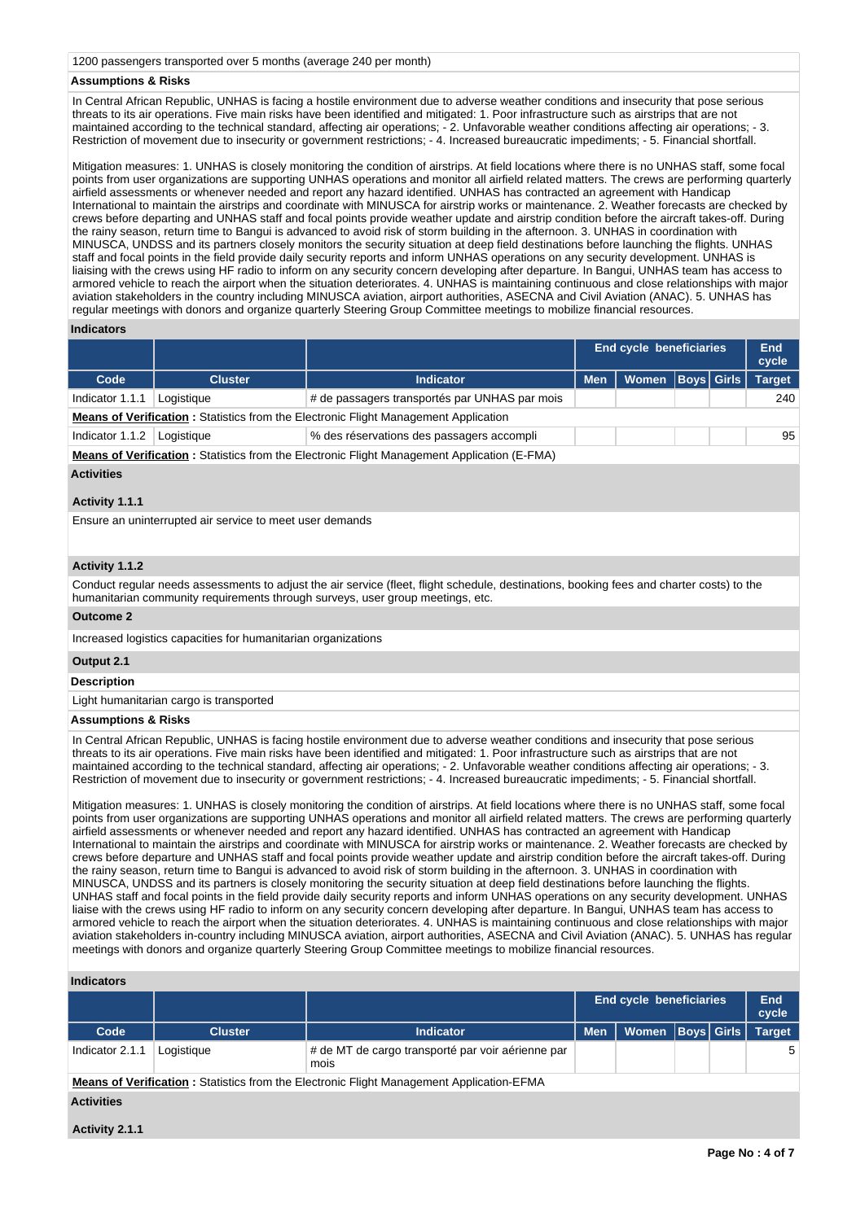1200 passengers transported over 5 months (average 240 per month)

**Assumptions & Risks**

In Central African Republic, UNHAS is facing a hostile environment due to adverse weather conditions and insecurity that pose serious threats to its air operations. Five main risks have been identified and mitigated: 1. Poor infrastructure such as airstrips that are not maintained according to the technical standard, affecting air operations; - 2. Unfavorable weather conditions affecting air operations; - 3. Restriction of movement due to insecurity or government restrictions; - 4. Increased bureaucratic impediments; - 5. Financial shortfall.

Mitigation measures: 1. UNHAS is closely monitoring the condition of airstrips. At field locations where there is no UNHAS staff, some focal points from user organizations are supporting UNHAS operations and monitor all airfield related matters. The crews are performing quarterly airfield assessments or whenever needed and report any hazard identified. UNHAS has contracted an agreement with Handicap International to maintain the airstrips and coordinate with MINUSCA for airstrip works or maintenance. 2. Weather forecasts are checked by crews before departing and UNHAS staff and focal points provide weather update and airstrip condition before the aircraft takes-off. During the rainy season, return time to Bangui is advanced to avoid risk of storm building in the afternoon. 3. UNHAS in coordination with MINUSCA, UNDSS and its partners closely monitors the security situation at deep field destinations before launching the flights. UNHAS staff and focal points in the field provide daily security reports and inform UNHAS operations on any security development. UNHAS is liaising with the crews using HF radio to inform on any security concern developing after departure. In Bangui, UNHAS team has access to armored vehicle to reach the airport when the situation deteriorates. 4. UNHAS is maintaining continuous and close relationships with major aviation stakeholders in the country including MINUSCA aviation, airport authorities, ASECNA and Civil Aviation (ANAC). 5. UNHAS has regular meetings with donors and organize quarterly Steering Group Committee meetings to mobilize financial resources.

**Indicators**

| | | | End cycle beneficiaries | | | | End cycle |
|---|---|---|---|---|---|---|---|
| Code | Cluster | Indicator | Men | Women | Boys | Girls | Target |
| Indicator 1.1.1 | Logistique | # de passagers transportés par UNHAS par mois | | | | | 240 |
| **Means of Verification :** Statistics from the Electronic Flight Management Application | | | | | | | |
| Indicator 1.1.2 | Logistique | % des réservations des passagers accompli | | | | | 95 |
| **Means of Verification :** Statistics from the Electronic Flight Management Application (E-FMA) | | | | | | | |

**Activities**

**Activity 1.1.1**

Ensure an uninterrupted air service to meet user demands

**Activity 1.1.2**

Conduct regular needs assessments to adjust the air service (fleet, flight schedule, destinations, booking fees and charter costs) to the humanitarian community requirements through surveys, user group meetings, etc.

**Outcome 2**

Increased logistics capacities for humanitarian organizations

**Output 2.1**

**Description**

Light humanitarian cargo is transported

**Assumptions & Risks**

In Central African Republic, UNHAS is facing hostile environment due to adverse weather conditions and insecurity that pose serious threats to its air operations. Five main risks have been identified and mitigated: 1. Poor infrastructure such as airstrips that are not maintained according to the technical standard, affecting air operations; - 2. Unfavorable weather conditions affecting air operations; - 3. Restriction of movement due to insecurity or government restrictions; - 4. Increased bureaucratic impediments; - 5. Financial shortfall.

Mitigation measures: 1. UNHAS is closely monitoring the condition of airstrips. At field locations where there is no UNHAS staff, some focal points from user organizations are supporting UNHAS operations and monitor all airfield related matters. The crews are performing quarterly airfield assessments or whenever needed and report any hazard identified. UNHAS has contracted an agreement with Handicap International to maintain the airstrips and coordinate with MINUSCA for airstrip works or maintenance. 2. Weather forecasts are checked by crews before departure and UNHAS staff and focal points provide weather update and airstrip condition before the aircraft takes-off. During the rainy season, return time to Bangui is advanced to avoid risk of storm building in the afternoon. 3. UNHAS in coordination with MINUSCA, UNDSS and its partners is closely monitoring the security situation at deep field destinations before launching the flights. UNHAS staff and focal points in the field provide daily security reports and inform UNHAS operations on any security development. UNHAS liaise with the crews using HF radio to inform on any security concern developing after departure. In Bangui, UNHAS team has access to armored vehicle to reach the airport when the situation deteriorates. 4. UNHAS is maintaining continuous and close relationships with major aviation stakeholders in-country including MINUSCA aviation, airport authorities, ASECNA and Civil Aviation (ANAC). 5. UNHAS has regular meetings with donors and organize quarterly Steering Group Committee meetings to mobilize financial resources.

**Indicators**

| | | | End cycle beneficiaries | | | | End cycle |
|---|---|---|---|---|---|---|---|
| Code | Cluster | Indicator | Men | Women | Boys | Girls | Target |
| Indicator 2.1.1 | Logistique | # de MT de cargo transporté par voir aérienne par mois | | | | | 5 |
| **Means of Verification :** Statistics from the Electronic Flight Management Application-EFMA | | | | | | | |

**Activities**

**Activity 2.1.1**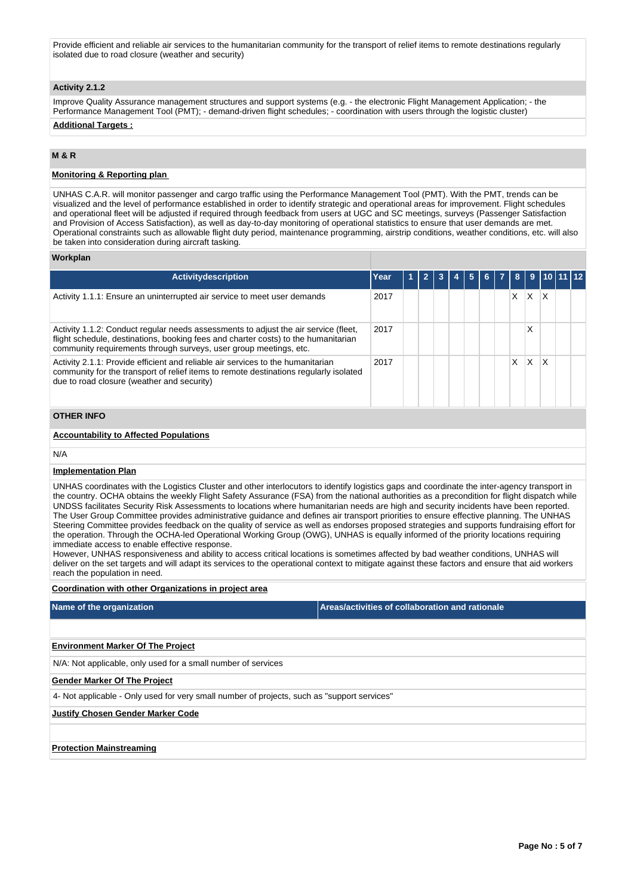Provide efficient and reliable air services to the humanitarian community for the transport of relief items to remote destinations regularly isolated due to road closure (weather and security)

### Activity 2.1.2

Improve Quality Assurance management structures and support systems (e.g. - the electronic Flight Management Application; - the Performance Management Tool (PMT); - demand-driven flight schedules; - coordination with users through the logistic cluster)

**Additional Targets :**

## M & R

**Monitoring & Reporting plan**

UNHAS C.A.R. will monitor passenger and cargo traffic using the Performance Management Tool (PMT). With the PMT, trends can be visualized and the level of performance established in order to identify strategic and operational areas for improvement. Flight schedules and operational fleet will be adjusted if required through feedback from users at UGC and SC meetings, surveys (Passenger Satisfaction and Provision of Access Satisfaction), as well as day-to-day monitoring of operational statistics to ensure that user demands are met. Operational constraints such as allowable flight duty period, maintenance programming, airstrip conditions, weather conditions, etc. will also be taken into consideration during aircraft tasking.

**Workplan**

| Activitydescription | Year | 1 | 2 | 3 | 4 | 5 | 6 | 7 | 8 | 9 | 10 | 11 | 12 |
|---|---|---|---|---|---|---|---|---|---|---|---|---|---|
| Activity 1.1.1: Ensure an uninterrupted air service to meet user demands | 2017 | | | | | | | | X | X | X | | |
| Activity 1.1.2: Conduct regular needs assessments to adjust the air service (fleet, flight schedule, destinations, booking fees and charter costs) to the humanitarian community requirements through surveys, user group meetings, etc. | 2017 | | | | | | | | | X | | | |
| Activity 2.1.1: Provide efficient and reliable air services to the humanitarian community for the transport of relief items to remote destinations regularly isolated due to road closure (weather and security) | 2017 | | | | | | | | X | X | X | | |

## OTHER INFO

**Accountability to Affected Populations**

N/A

**Implementation Plan**

UNHAS coordinates with the Logistics Cluster and other interlocutors to identify logistics gaps and coordinate the inter-agency transport in the country. OCHA obtains the weekly Flight Safety Assurance (FSA) from the national authorities as a precondition for flight dispatch while UNDSS facilitates Security Risk Assessments to locations where humanitarian needs are high and security incidents have been reported. The User Group Committee provides administrative guidance and defines air transport priorities to ensure effective planning. The UNHAS Steering Committee provides feedback on the quality of service as well as endorses proposed strategies and supports fundraising effort for the operation. Through the OCHA-led Operational Working Group (OWG), UNHAS is equally informed of the priority locations requiring immediate access to enable effective response.
However, UNHAS responsiveness and ability to access critical locations is sometimes affected by bad weather conditions, UNHAS will deliver on the set targets and will adapt its services to the operational context to mitigate against these factors and ensure that aid workers reach the population in need.

**Coordination with other Organizations in project area**

| Name of the organization | Areas/activities of collaboration and rationale |
|---|---|
| | |

**Environment Marker Of The Project**

N/A: Not applicable, only used for a small number of services

**Gender Marker Of The Project**

4- Not applicable - Only used for very small number of projects, such as "support services"

**Justify Chosen Gender Marker Code**

**Protection Mainstreaming**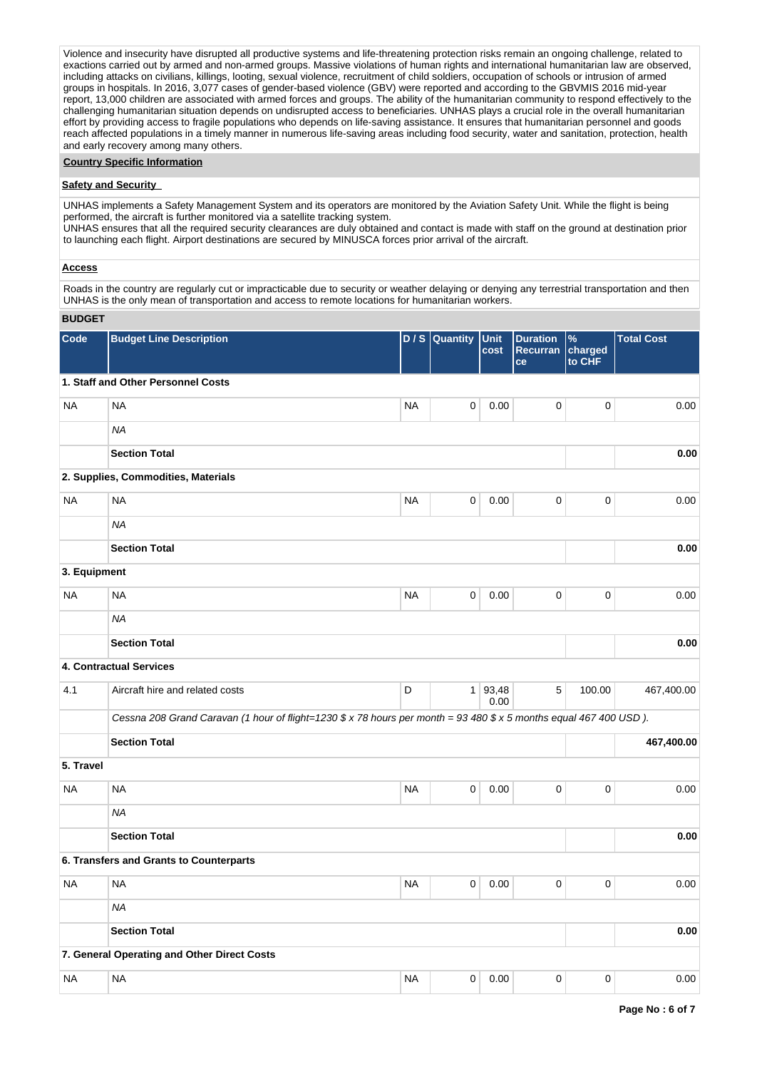Violence and insecurity have disrupted all productive systems and life-threatening protection risks remain an ongoing challenge, related to exactions carried out by armed and non-armed groups. Massive violations of human rights and international humanitarian law are observed, including attacks on civilians, killings, looting, sexual violence, recruitment of child soldiers, occupation of schools or intrusion of armed groups in hospitals. In 2016, 3,077 cases of gender-based violence (GBV) were reported and according to the GBVMIS 2016 mid-year report, 13,000 children are associated with armed forces and groups. The ability of the humanitarian community to respond effectively to the challenging humanitarian situation depends on undisrupted access to beneficiaries. UNHAS plays a crucial role in the overall humanitarian effort by providing access to fragile populations who depends on life-saving assistance. It ensures that humanitarian personnel and goods reach affected populations in a timely manner in numerous life-saving areas including food security, water and sanitation, protection, health and early recovery among many others.

## Country Specific Information

### Safety and Security

UNHAS implements a Safety Management System and its operators are monitored by the Aviation Safety Unit. While the flight is being performed, the aircraft is further monitored via a satellite tracking system.
UNHAS ensures that all the required security clearances are duly obtained and contact is made with staff on the ground at destination prior to launching each flight. Airport destinations are secured by MINUSCA forces prior arrival of the aircraft.

### Access

Roads in the country are regularly cut or impracticable due to security or weather delaying or denying any terrestrial transportation and then UNHAS is the only mean of transportation and access to remote locations for humanitarian workers.

## BUDGET

| Code | Budget Line Description | D / S | Quantity | Unit cost | Duration Recurrance | % charged to CHF | Total Cost |
|---|---|---|---|---|---|---|---|
| **1. Staff and Other Personnel Costs** | | | | | | | |
| NA | NA | NA | 0 | 0.00 | 0 | 0 | 0.00 |
| | *NA* | | | | | | |
| | **Section Total** | | | | | | **0.00** |
| **2. Supplies, Commodities, Materials** | | | | | | | |
| NA | NA | NA | 0 | 0.00 | 0 | 0 | 0.00 |
| | *NA* | | | | | | |
| | **Section Total** | | | | | | **0.00** |
| **3. Equipment** | | | | | | | |
| NA | NA | NA | 0 | 0.00 | 0 | 0 | 0.00 |
| | *NA* | | | | | | |
| | **Section Total** | | | | | | **0.00** |
| **4. Contractual Services** | | | | | | | |
| 4.1 | Aircraft hire and related costs | D | 1 | 93,480.00 | 5 | 100.00 | 467,400.00 |
| | *Cessna 208 Grand Caravan (1 hour of flight=1230 $ x 78 hours per month = 93 480 $ x 5 months equal 467 400 USD ).* | | | | | | |
| | **Section Total** | | | | | | **467,400.00** |
| **5. Travel** | | | | | | | |
| NA | NA | NA | 0 | 0.00 | 0 | 0 | 0.00 |
| | *NA* | | | | | | |
| | **Section Total** | | | | | | **0.00** |
| **6. Transfers and Grants to Counterparts** | | | | | | | |
| NA | NA | NA | 0 | 0.00 | 0 | 0 | 0.00 |
| | *NA* | | | | | | |
| | **Section Total** | | | | | | **0.00** |
| **7. General Operating and Other Direct Costs** | | | | | | | |
| NA | NA | NA | 0 | 0.00 | 0 | 0 | 0.00 |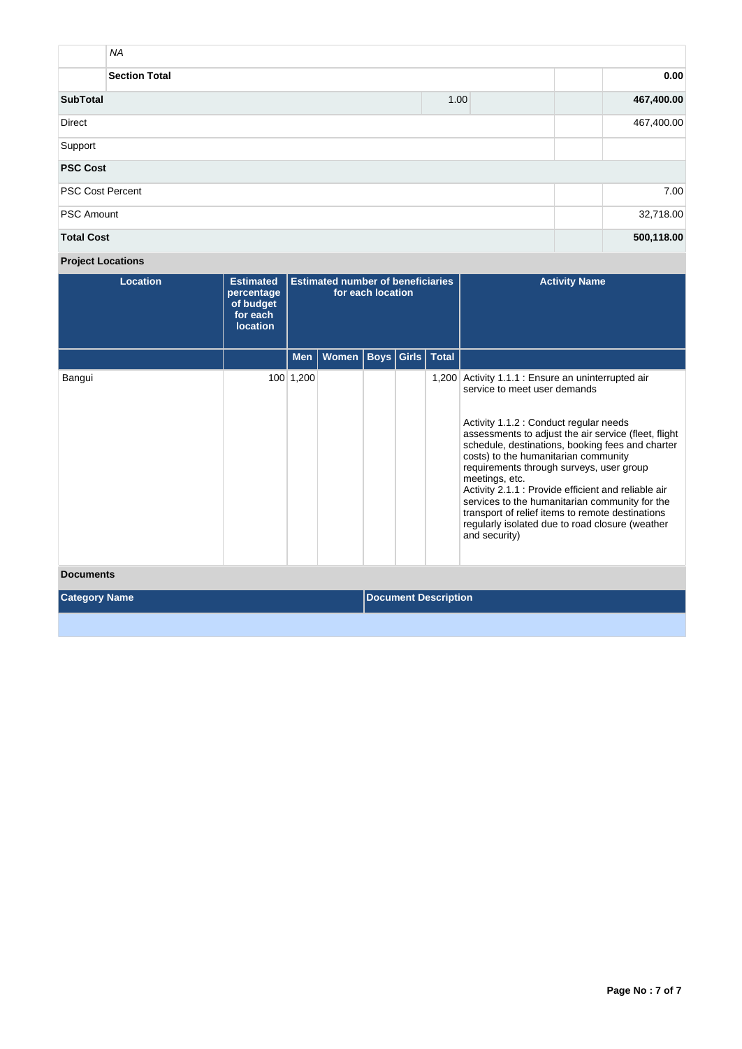| | | | | | |
|---|---|---|---|---|---|
| | *NA* | | | | |
| | **Section Total** | | | | **0.00** |
| **SubTotal** | | 1.00 | | | **467,400.00** |
| Direct | | | | | 467,400.00 |
| Support | | | | | |
| **PSC Cost** | | | | | |
| PSC Cost Percent | | | | | 7.00 |
| PSC Amount | | | | | 32,718.00 |
| **Total Cost** | | | | | **500,118.00** |

**Project Locations**

| Location | Estimated percentage of budget for each location | Estimated number of beneficiaries for each location | | | | | Activity Name |
|---|---|---|---|---|---|---|---|
| | | Men | Women | Boys | Girls | Total | |
| Bangui | 100 | 1,200 | | | | 1,200 | Activity 1.1.1 : Ensure an uninterrupted air service to meet user demands<br><br>Activity 1.1.2 : Conduct regular needs assessments to adjust the air service (fleet, flight schedule, destinations, booking fees and charter costs) to the humanitarian community requirements through surveys, user group meetings, etc.<br>Activity 2.1.1 : Provide efficient and reliable air services to the humanitarian community for the transport of relief items to remote destinations regularly isolated due to road closure (weather and security) |

**Documents**

| Category Name | Document Description |
|---|---|
| | |